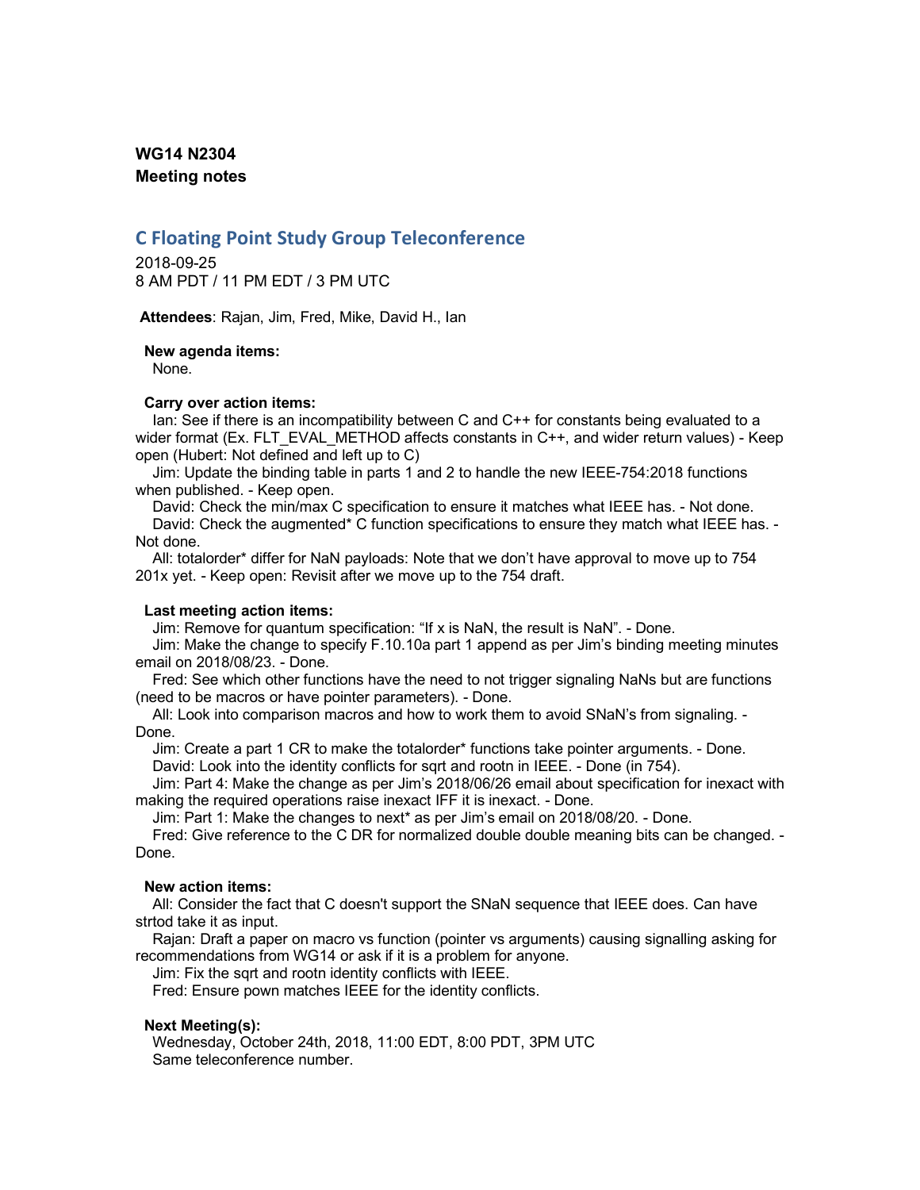**WG14 N2304**
**Meeting notes**

## C Floating Point Study Group Teleconference

2018-09-25
8 AM PDT / 11 PM EDT / 3 PM UTC

**Attendees**: Rajan, Jim, Fred, Mike, David H., Ian

**New agenda items:**
None.

**Carry over action items:**
Ian: See if there is an incompatibility between C and C++ for constants being evaluated to a wider format (Ex. FLT_EVAL_METHOD affects constants in C++, and wider return values) - Keep open (Hubert: Not defined and left up to C)
Jim: Update the binding table in parts 1 and 2 to handle the new IEEE-754:2018 functions when published. - Keep open.
David: Check the min/max C specification to ensure it matches what IEEE has. - Not done.
David: Check the augmented* C function specifications to ensure they match what IEEE has. - Not done.
All: totalorder* differ for NaN payloads: Note that we don't have approval to move up to 754 201x yet. - Keep open: Revisit after we move up to the 754 draft.

**Last meeting action items:**
Jim: Remove for quantum specification: "If x is NaN, the result is NaN". - Done.
Jim: Make the change to specify F.10.10a part 1 append as per Jim's binding meeting minutes email on 2018/08/23. - Done.
Fred: See which other functions have the need to not trigger signaling NaNs but are functions (need to be macros or have pointer parameters). - Done.
All: Look into comparison macros and how to work them to avoid SNaN's from signaling. - Done.
Jim: Create a part 1 CR to make the totalorder* functions take pointer arguments. - Done.
David: Look into the identity conflicts for sqrt and rootn in IEEE. - Done (in 754).
Jim: Part 4: Make the change as per Jim's 2018/06/26 email about specification for inexact with making the required operations raise inexact IFF it is inexact. - Done.
Jim: Part 1: Make the changes to next* as per Jim's email on 2018/08/20. - Done.
Fred: Give reference to the C DR for normalized double double meaning bits can be changed. - Done.

**New action items:**
All: Consider the fact that C doesn't support the SNaN sequence that IEEE does. Can have strtod take it as input.
Rajan: Draft a paper on macro vs function (pointer vs arguments) causing signalling asking for recommendations from WG14 or ask if it is a problem for anyone.
Jim: Fix the sqrt and rootn identity conflicts with IEEE.
Fred: Ensure pown matches IEEE for the identity conflicts.

**Next Meeting(s):**
Wednesday, October 24th, 2018, 11:00 EDT, 8:00 PDT, 3PM UTC
Same teleconference number.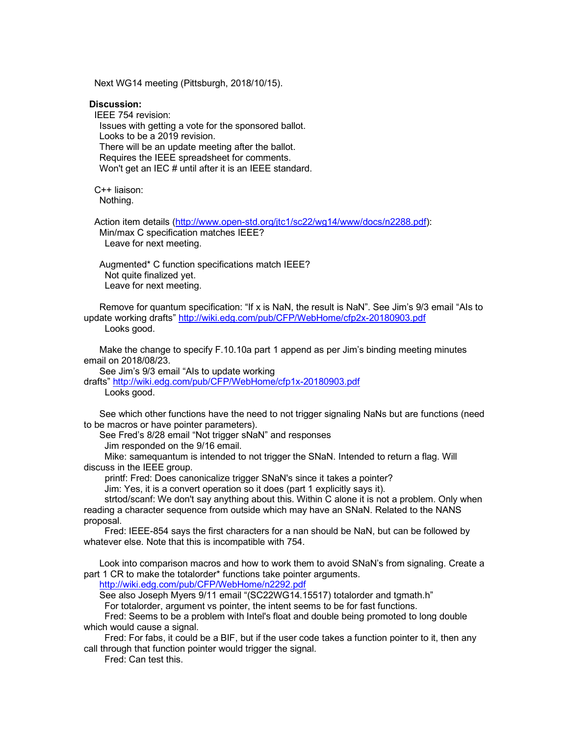Next WG14 meeting (Pittsburgh, 2018/10/15).

**Discussion:**

IEEE 754 revision:
- Issues with getting a vote for the sponsored ballot.
- Looks to be a 2019 revision.
- There will be an update meeting after the ballot.
- Requires the IEEE spreadsheet for comments.
- Won't get an IEC # until after it is an IEEE standard.

C++ liaison:
- Nothing.

Action item details (http://www.open-std.org/jtc1/sc22/wg14/www/docs/n2288.pdf):

Min/max C specification matches IEEE?
- Leave for next meeting.

Augmented* C function specifications match IEEE?
- Not quite finalized yet.
- Leave for next meeting.

Remove for quantum specification: "If x is NaN, the result is NaN". See Jim's 9/3 email "AIs to update working drafts" http://wiki.edg.com/pub/CFP/WebHome/cfp2x-20180903.pdf
- Looks good.

Make the change to specify F.10.10a part 1 append as per Jim's binding meeting minutes email on 2018/08/23.

See Jim's 9/3 email "AIs to update working drafts" http://wiki.edg.com/pub/CFP/WebHome/cfp1x-20180903.pdf
- Looks good.

See which other functions have the need to not trigger signaling NaNs but are functions (need to be macros or have pointer parameters).

See Fred's 8/28 email "Not trigger sNaN" and responses
- Jim responded on the 9/16 email.
- Mike: samequantum is intended to not trigger the SNaN. Intended to return a flag. Will discuss in the IEEE group.
- printf: Fred: Does canonicalize trigger SNaN's since it takes a pointer?
- Jim: Yes, it is a convert operation so it does (part 1 explicitly says it).
- strtod/scanf: We don't say anything about this. Within C alone it is not a problem. Only when reading a character sequence from outside which may have an SNaN. Related to the NANS proposal.
- Fred: IEEE-854 says the first characters for a nan should be NaN, but can be followed by whatever else. Note that this is incompatible with 754.

Look into comparison macros and how to work them to avoid SNaN's from signaling. Create a part 1 CR to make the totalorder* functions take pointer arguments.

http://wiki.edg.com/pub/CFP/WebHome/n2292.pdf

See also Joseph Myers 9/11 email "(SC22WG14.15517) totalorder and tgmath.h"
- For totalorder, argument vs pointer, the intent seems to be for fast functions.
- Fred: Seems to be a problem with Intel's float and double being promoted to long double which would cause a signal.
- Fred: For fabs, it could be a BIF, but if the user code takes a function pointer to it, then any call through that function pointer would trigger the signal.
- Fred: Can test this.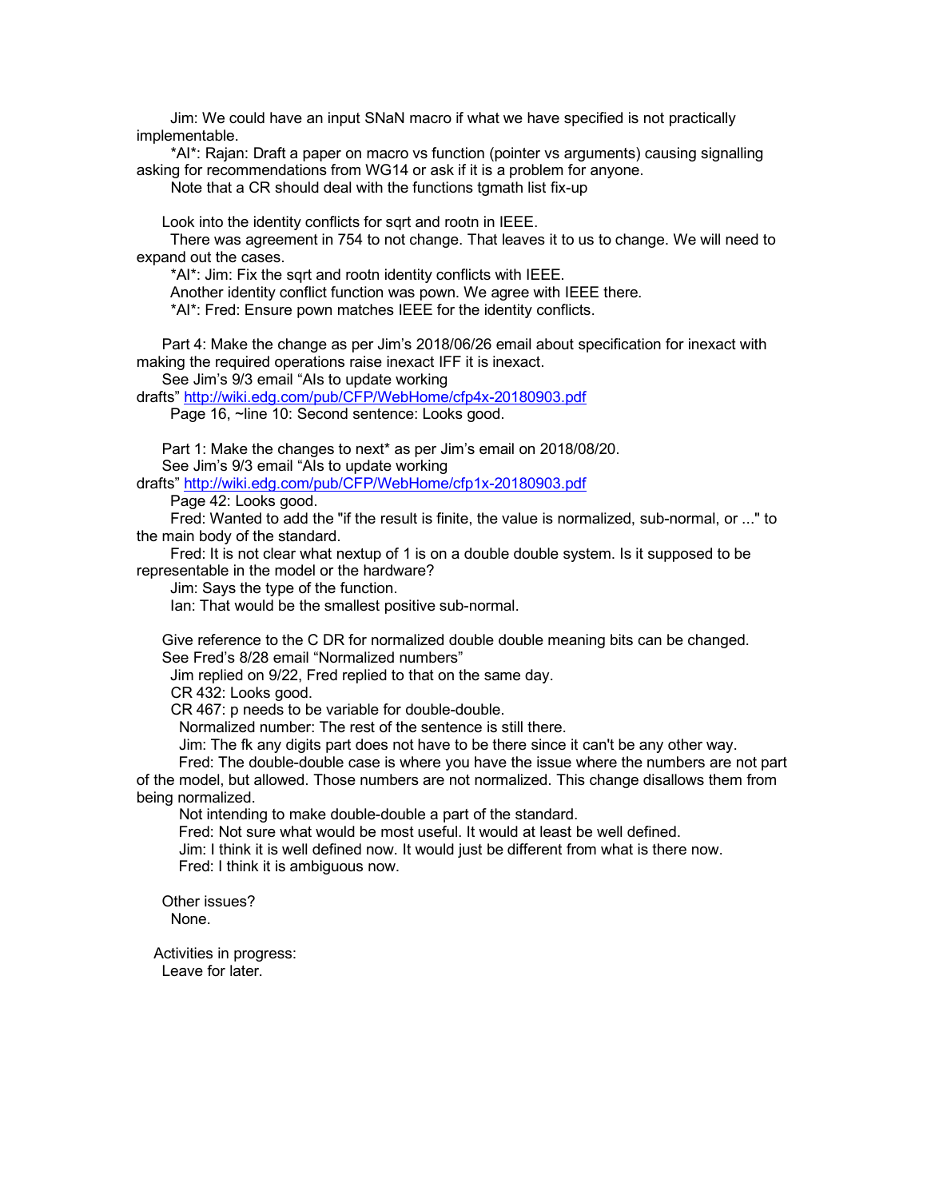Jim: We could have an input SNaN macro if what we have specified is not practically implementable.

*AI*: Rajan: Draft a paper on macro vs function (pointer vs arguments) causing signalling asking for recommendations from WG14 or ask if it is a problem for anyone.

Note that a CR should deal with the functions tgmath list fix-up

Look into the identity conflicts for sqrt and rootn in IEEE.

There was agreement in 754 to not change. That leaves it to us to change. We will need to expand out the cases.

*AI*: Jim: Fix the sqrt and rootn identity conflicts with IEEE.

Another identity conflict function was pown. We agree with IEEE there.

*AI*: Fred: Ensure pown matches IEEE for the identity conflicts.

Part 4: Make the change as per Jim's 2018/06/26 email about specification for inexact with making the required operations raise inexact IFF it is inexact.

See Jim's 9/3 email "AIs to update working drafts" [http://wiki.edg.com/pub/CFP/WebHome/cfp4x-20180903.pdf](http://wiki.edg.com/pub/CFP/WebHome/cfp4x-20180903.pdf)

Page 16, ~line 10: Second sentence: Looks good.

Part 1: Make the changes to next* as per Jim's email on 2018/08/20.

See Jim's 9/3 email "AIs to update working drafts" [http://wiki.edg.com/pub/CFP/WebHome/cfp1x-20180903.pdf](http://wiki.edg.com/pub/CFP/WebHome/cfp1x-20180903.pdf)

Page 42: Looks good.

Fred: Wanted to add the "if the result is finite, the value is normalized, sub-normal, or ..." to the main body of the standard.

Fred: It is not clear what nextup of 1 is on a double double system. Is it supposed to be representable in the model or the hardware?

Jim: Says the type of the function.

Ian: That would be the smallest positive sub-normal.

Give reference to the C DR for normalized double double meaning bits can be changed.

See Fred's 8/28 email "Normalized numbers"

Jim replied on 9/22, Fred replied to that on the same day.

CR 432: Looks good.

CR 467: p needs to be variable for double-double.

Normalized number: The rest of the sentence is still there.

Jim: The fk any digits part does not have to be there since it can't be any other way.

Fred: The double-double case is where you have the issue where the numbers are not part of the model, but allowed. Those numbers are not normalized. This change disallows them from being normalized.

Not intending to make double-double a part of the standard.

Fred: Not sure what would be most useful. It would at least be well defined.

Jim: I think it is well defined now. It would just be different from what is there now.

Fred: I think it is ambiguous now.

Other issues?

None.

Activities in progress:

Leave for later.